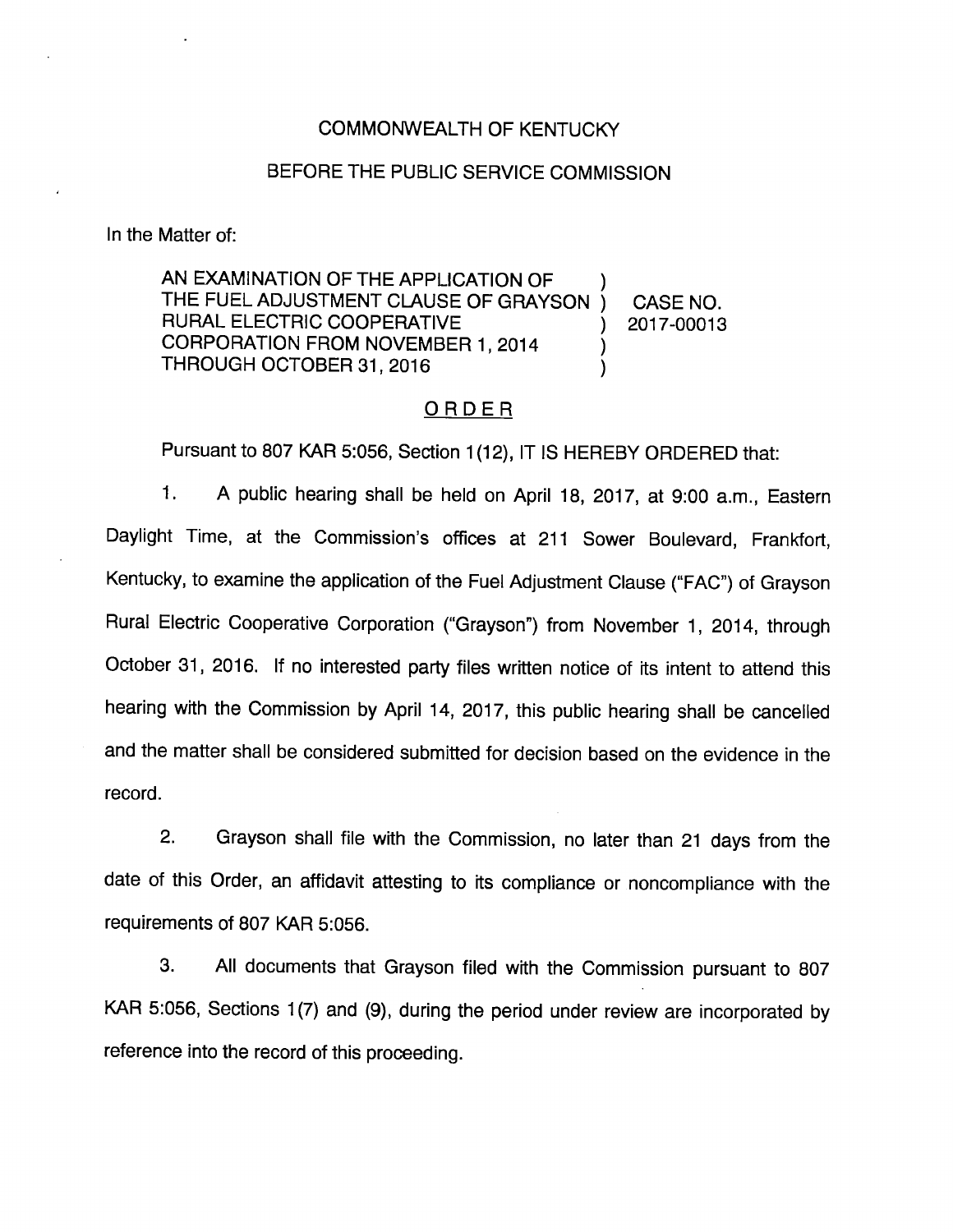COMMONWEALTH OF KENTUCKY

BEFORE THE PUBLIC SERVICE COMMISSION

In the Matter of:

| | | |
|---|---|---|
| AN EXAMINATION OF THE APPLICATION OF THE FUEL ADJUSTMENT CLAUSE OF GRAYSON RURAL ELECTRIC COOPERATIVE CORPORATION FROM NOVEMBER 1, 2014 THROUGH OCTOBER 31, 2016 | ) ) ) ) ) | CASE NO. 2017-00013 |

## ORDER

Pursuant to 807 KAR 5:056, Section 1(12), IT IS HEREBY ORDERED that:

1. A public hearing shall be held on April 18, 2017, at 9:00 a.m., Eastern Daylight Time, at the Commission's offices at 211 Sower Boulevard, Frankfort, Kentucky, to examine the application of the Fuel Adjustment Clause ("FAC") of Grayson Rural Electric Cooperative Corporation ("Grayson") from November 1, 2014, through October 31, 2016. If no interested party files written notice of its intent to attend this hearing with the Commission by April 14, 2017, this public hearing shall be cancelled and the matter shall be considered submitted for decision based on the evidence in the record.

2. Grayson shall file with the Commission, no later than 21 days from the date of this Order, an affidavit attesting to its compliance or noncompliance with the requirements of 807 KAR 5:056.

3. All documents that Grayson filed with the Commission pursuant to 807 KAR 5:056, Sections 1(7) and (9), during the period under review are incorporated by reference into the record of this proceeding.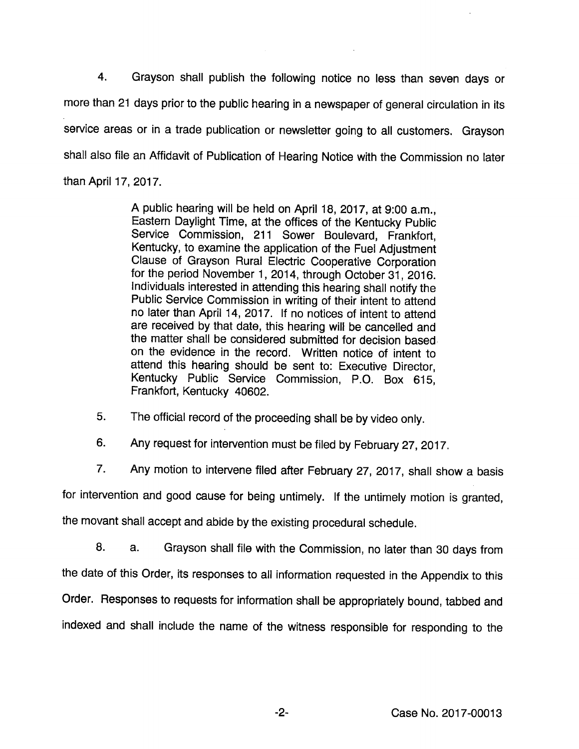4. Grayson shall publish the following notice no less than seven days or more than 21 days prior to the public hearing in a newspaper of general circulation in its service areas or in a trade publication or newsletter going to all customers. Grayson shall also file an Affidavit of Publication of Hearing Notice with the Commission no later than April 17, 2017.

> A public hearing will be held on April 18, 2017, at 9:00 a.m., Eastern Daylight Time, at the offices of the Kentucky Public Service Commission, 211 Sower Boulevard, Frankfort, Kentucky, to examine the application of the Fuel Adjustment Clause of Grayson Rural Electric Cooperative Corporation for the period November 1, 2014, through October 31, 2016. Individuals interested in attending this hearing shall notify the Public Service Commission in writing of their intent to attend no later than April 14, 2017. If no notices of intent to attend are received by that date, this hearing will be cancelled and the matter shall be considered submitted for decision based on the evidence in the record. Written notice of intent to attend this hearing should be sent to: Executive Director, Kentucky Public Service Commission, P.O. Box 615, Frankfort, Kentucky 40602.

5. The official record of the proceeding shall be by video only.

6. Any request for intervention must be filed by February 27, 2017.

7. Any motion to intervene filed after February 27, 2017, shall show a basis for intervention and good cause for being untimely. If the untimely motion is granted, the movant shall accept and abide by the existing procedural schedule.

8. a. Grayson shall file with the Commission, no later than 30 days from the date of this Order, its responses to all information requested in the Appendix to this Order. Responses to requests for information shall be appropriately bound, tabbed and indexed and shall include the name of the witness responsible for responding to the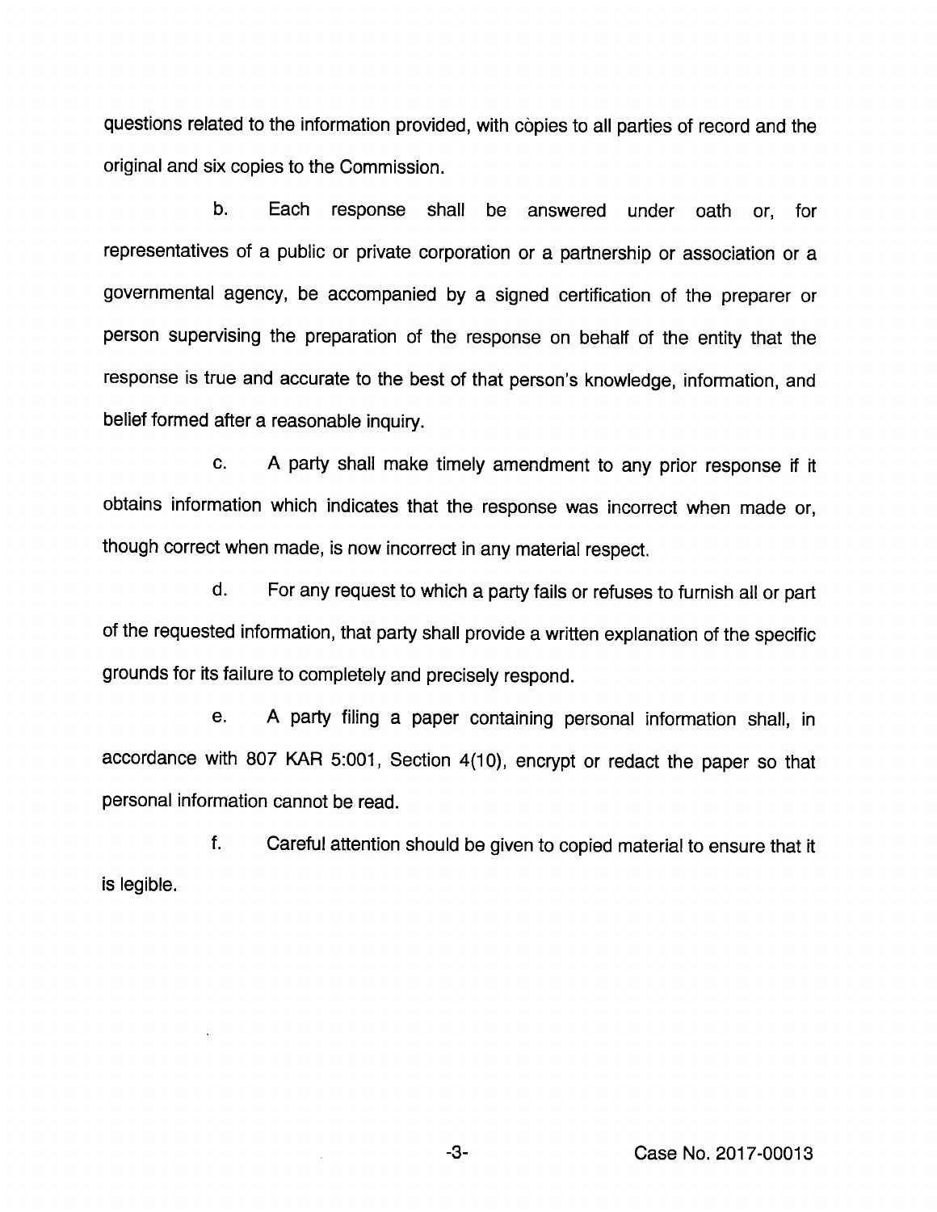questions related to the information provided, with copies to all parties of record and the original and six copies to the Commission.

b. Each response shall be answered under oath or, for representatives of a public or private corporation or a partnership or association or a governmental agency, be accompanied by a signed certification of the preparer or person supervising the preparation of the response on behalf of the entity that the response is true and accurate to the best of that person's knowledge, information, and belief formed after a reasonable inquiry.

c. A party shall make timely amendment to any prior response if it obtains information which indicates that the response was incorrect when made or, though correct when made, is now incorrect in any material respect.

d. For any request to which a party fails or refuses to furnish all or part of the requested information, that party shall provide a written explanation of the specific grounds for its failure to completely and precisely respond.

e. A party filing a paper containing personal information shall, in accordance with 807 KAR 5:001, Section 4(10), encrypt or redact the paper so that personal information cannot be read.

f. Careful attention should be given to copied material to ensure that it is legible.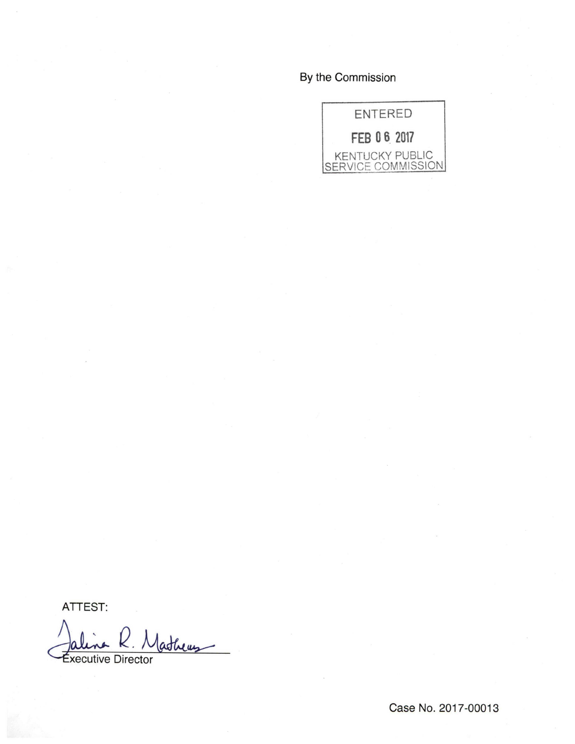By the Commission

ENTERED

FEB 06 2017

KENTUCKY PUBLIC SERVICE COMMISSION

ATTEST:

Talina R. Mathews

Executive Director

Case No. 2017-00013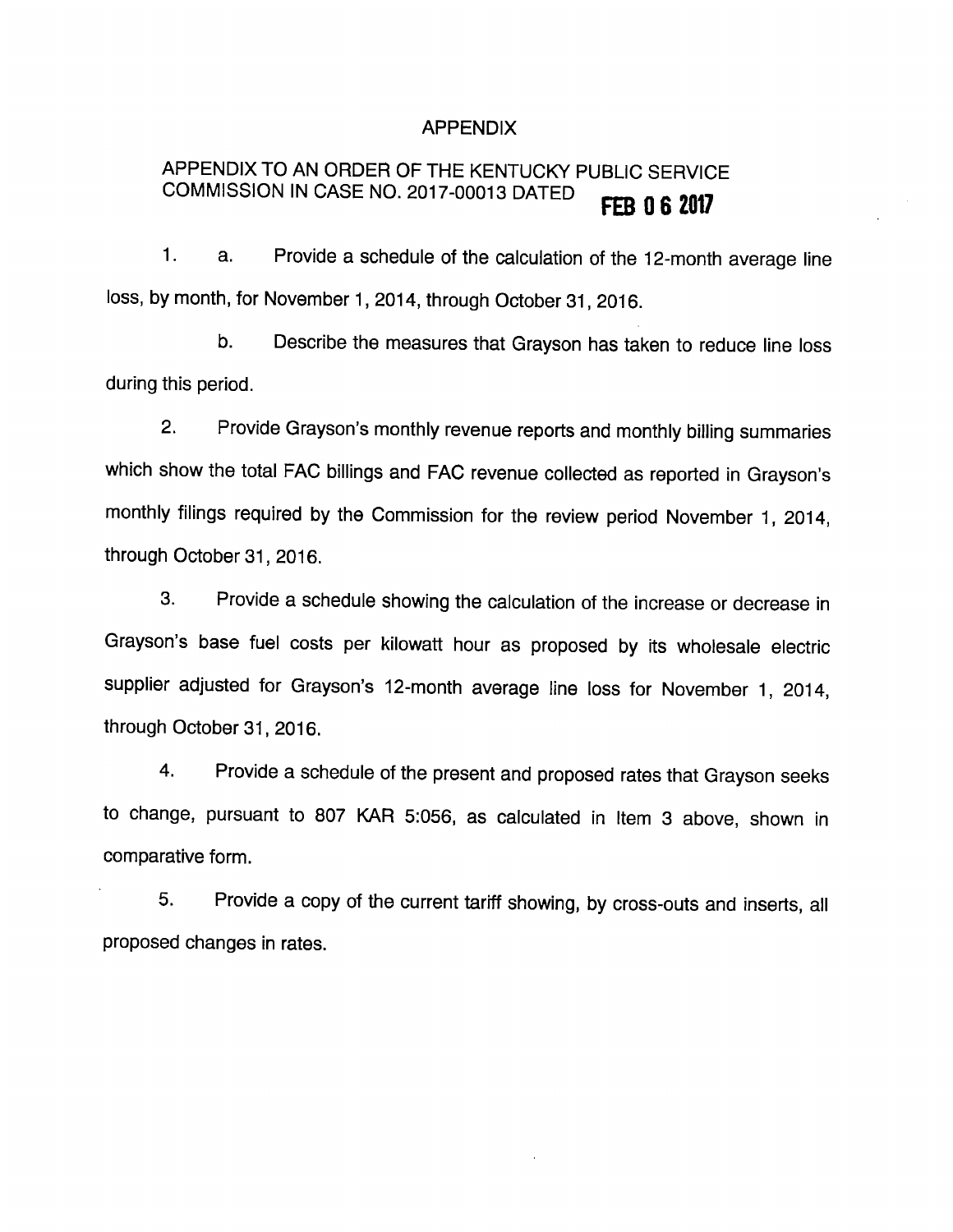# APPENDIX

## APPENDIX TO AN ORDER OF THE KENTUCKY PUBLIC SERVICE COMMISSION IN CASE NO. 2017-00013 DATED FEB 06 2017

1. a. Provide a schedule of the calculation of the 12-month average line loss, by month, for November 1, 2014, through October 31, 2016.

   b. Describe the measures that Grayson has taken to reduce line loss during this period.

2. Provide Grayson's monthly revenue reports and monthly billing summaries which show the total FAC billings and FAC revenue collected as reported in Grayson's monthly filings required by the Commission for the review period November 1, 2014, through October 31, 2016.

3. Provide a schedule showing the calculation of the increase or decrease in Grayson's base fuel costs per kilowatt hour as proposed by its wholesale electric supplier adjusted for Grayson's 12-month average line loss for November 1, 2014, through October 31, 2016.

4. Provide a schedule of the present and proposed rates that Grayson seeks to change, pursuant to 807 KAR 5:056, as calculated in Item 3 above, shown in comparative form.

5. Provide a copy of the current tariff showing, by cross-outs and inserts, all proposed changes in rates.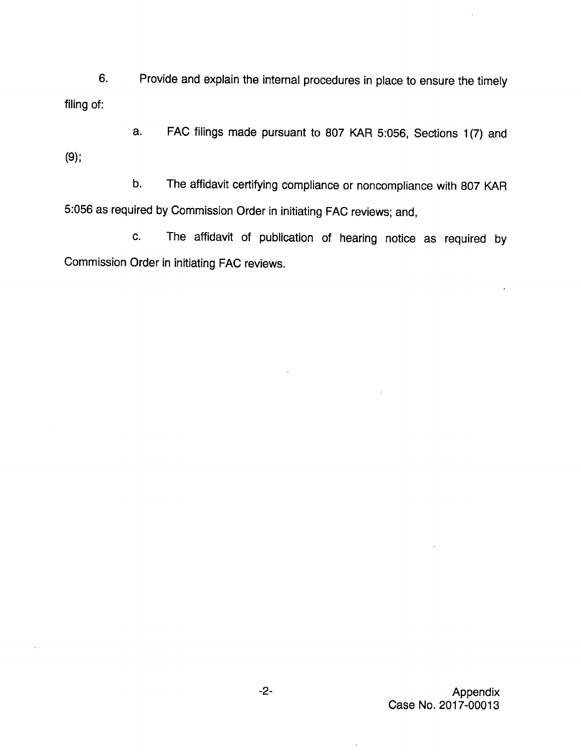6. Provide and explain the internal procedures in place to ensure the timely filing of:

a. FAC filings made pursuant to 807 KAR 5:056, Sections 1(7) and (9);

b. The affidavit certifying compliance or noncompliance with 807 KAR 5:056 as required by Commission Order in initiating FAC reviews; and,

c. The affidavit of publication of hearing notice as required by Commission Order in initiating FAC reviews.

Appendix
Case No. 2017-00013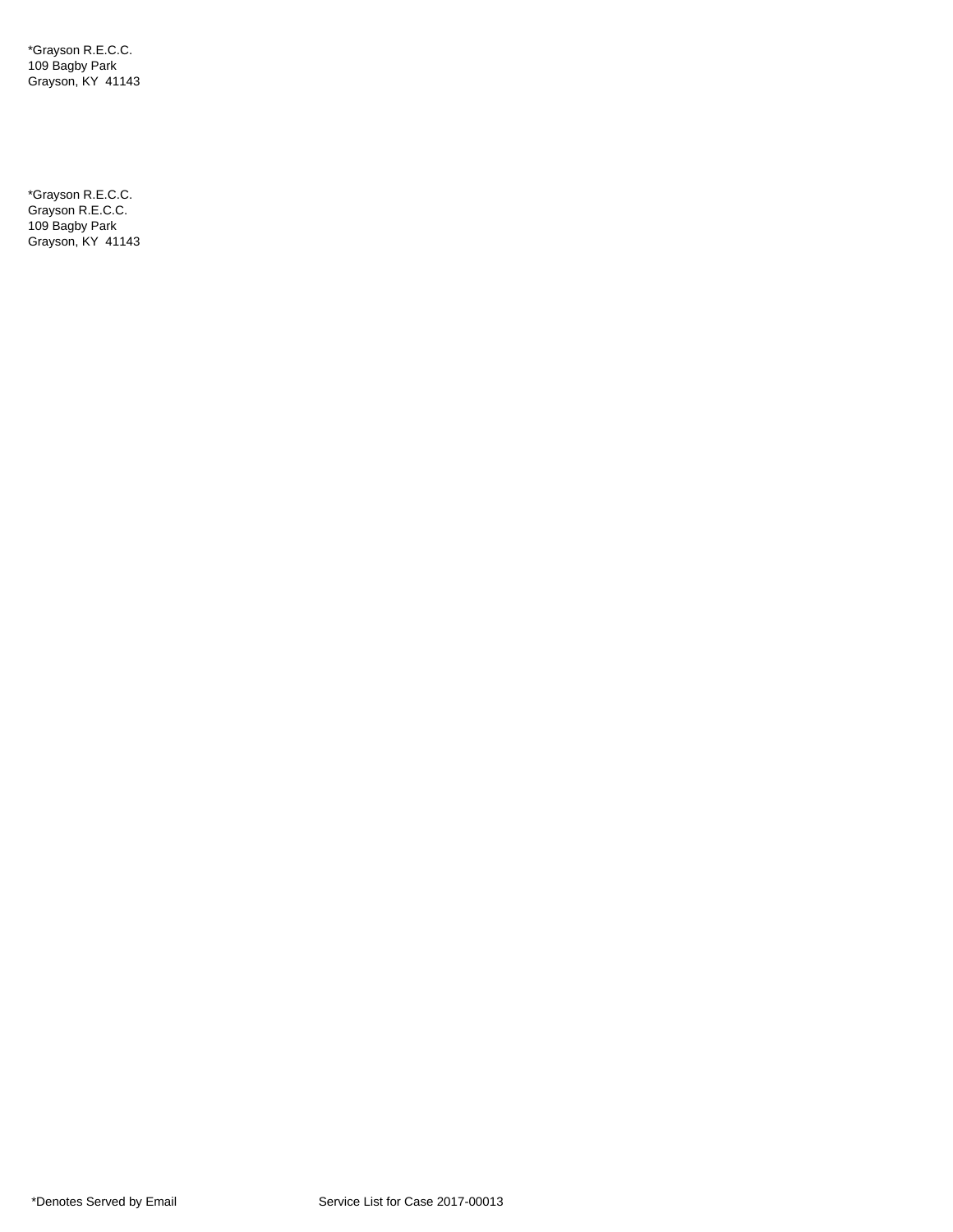*Grayson R.E.C.C.
109 Bagby Park
Grayson, KY 41143

*Grayson R.E.C.C.
Grayson R.E.C.C.
109 Bagby Park
Grayson, KY 41143